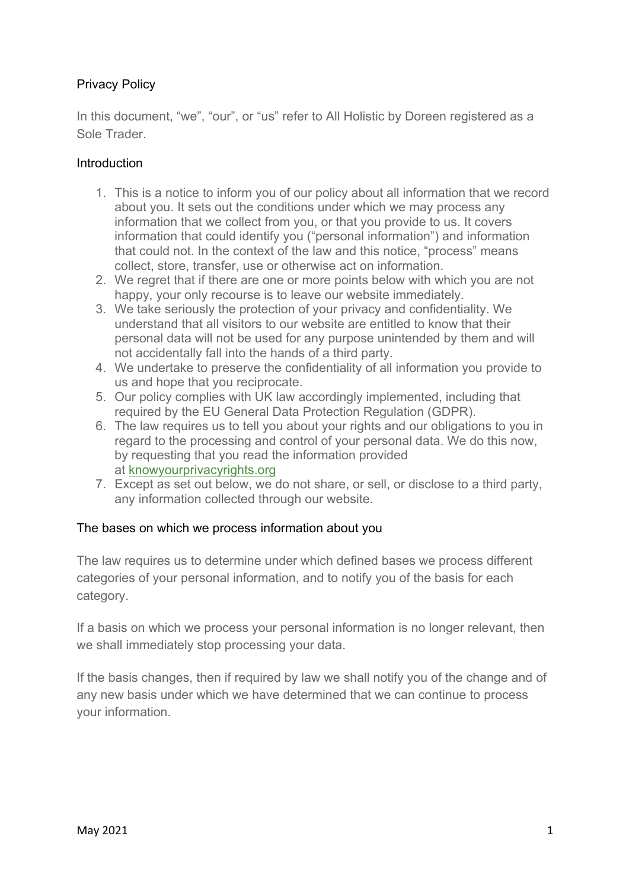# Privacy Policy

In this document, “we”, “our”, or “us” refer to All Holistic by Doreen registered as a Sole Trader.

## Introduction

1. This is a notice to inform you of our policy about all information that we record about you. It sets out the conditions under which we may process any information that we collect from you, or that you provide to us. It covers information that could identify you (“personal information”) and information that could not. In the context of the law and this notice, “process” means collect, store, transfer, use or otherwise act on information.
2. We regret that if there are one or more points below with which you are not happy, your only recourse is to leave our website immediately.
3. We take seriously the protection of your privacy and confidentiality. We understand that all visitors to our website are entitled to know that their personal data will not be used for any purpose unintended by them and will not accidentally fall into the hands of a third party.
4. We undertake to preserve the confidentiality of all information you provide to us and hope that you reciprocate.
5. Our policy complies with UK law accordingly implemented, including that required by the EU General Data Protection Regulation (GDPR).
6. The law requires us to tell you about your rights and our obligations to you in regard to the processing and control of your personal data. We do this now, by requesting that you read the information provided at [knowyourprivacyrights.org](knowyourprivacyrights.org)
7. Except as set out below, we do not share, or sell, or disclose to a third party, any information collected through our website.

## The bases on which we process information about you

The law requires us to determine under which defined bases we process different categories of your personal information, and to notify you of the basis for each category.

If a basis on which we process your personal information is no longer relevant, then we shall immediately stop processing your data.

If the basis changes, then if required by law we shall notify you of the change and of any new basis under which we have determined that we can continue to process your information.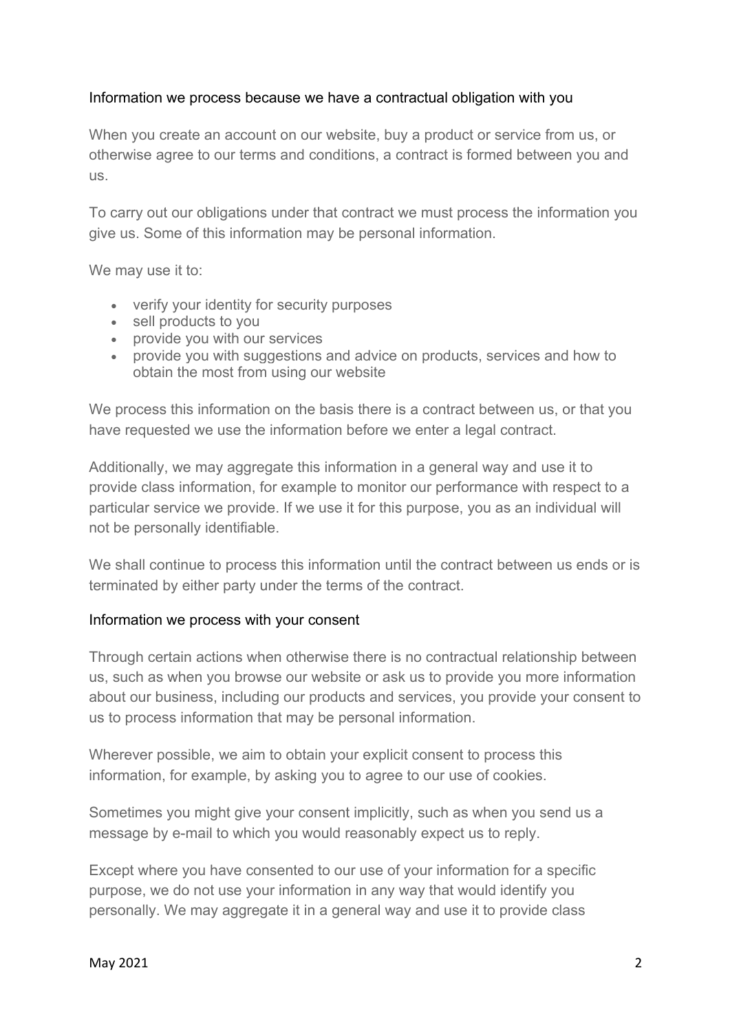### Information we process because we have a contractual obligation with you

When you create an account on our website, buy a product or service from us, or otherwise agree to our terms and conditions, a contract is formed between you and us.

To carry out our obligations under that contract we must process the information you give us. Some of this information may be personal information.

We may use it to:

- verify your identity for security purposes
- sell products to you
- provide you with our services
- provide you with suggestions and advice on products, services and how to obtain the most from using our website

We process this information on the basis there is a contract between us, or that you have requested we use the information before we enter a legal contract.

Additionally, we may aggregate this information in a general way and use it to provide class information, for example to monitor our performance with respect to a particular service we provide. If we use it for this purpose, you as an individual will not be personally identifiable.

We shall continue to process this information until the contract between us ends or is terminated by either party under the terms of the contract.

### Information we process with your consent

Through certain actions when otherwise there is no contractual relationship between us, such as when you browse our website or ask us to provide you more information about our business, including our products and services, you provide your consent to us to process information that may be personal information.

Wherever possible, we aim to obtain your explicit consent to process this information, for example, by asking you to agree to our use of cookies.

Sometimes you might give your consent implicitly, such as when you send us a message by e-mail to which you would reasonably expect us to reply.

Except where you have consented to our use of your information for a specific purpose, we do not use your information in any way that would identify you personally. We may aggregate it in a general way and use it to provide class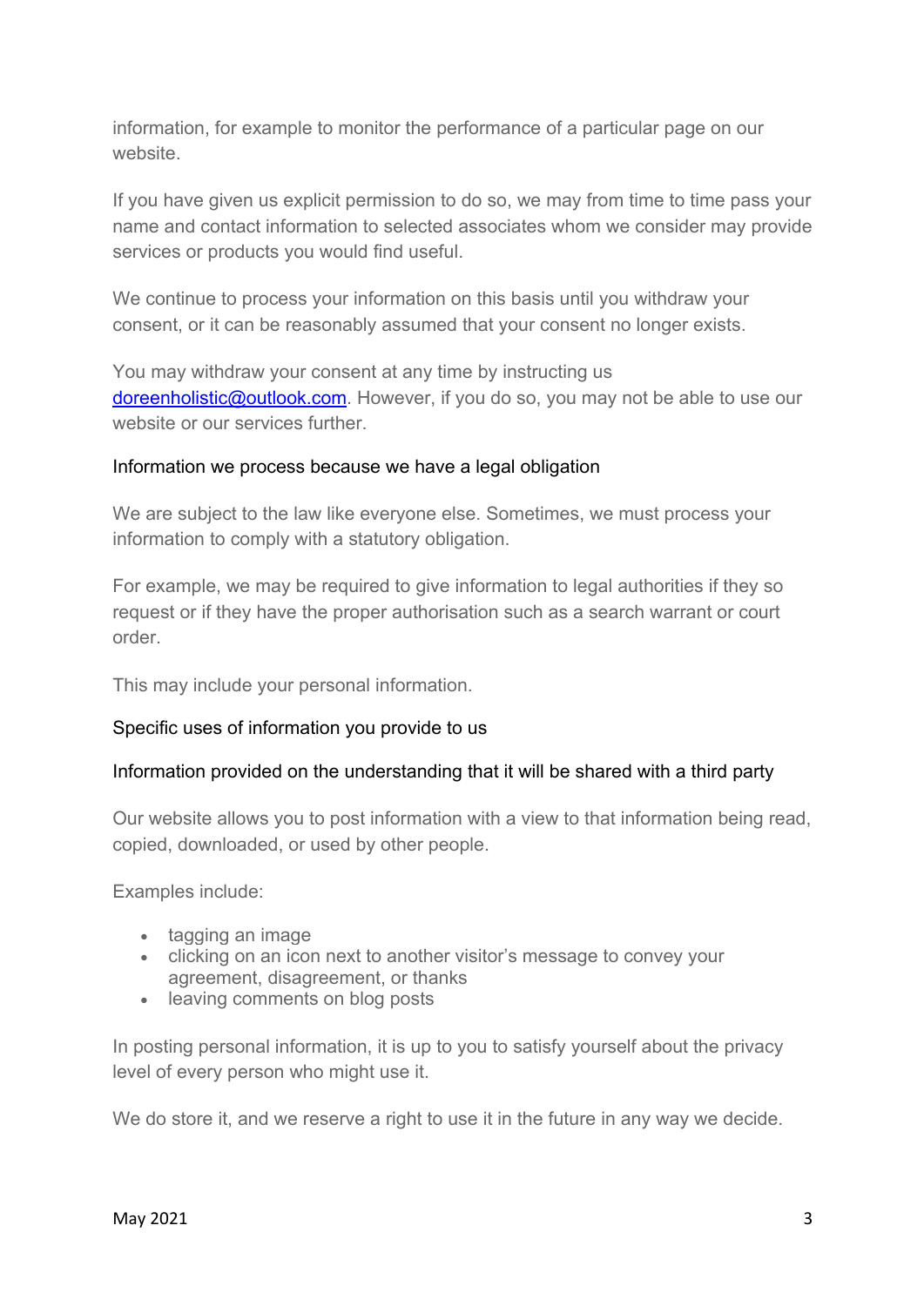information, for example to monitor the performance of a particular page on our website.

If you have given us explicit permission to do so, we may from time to time pass your name and contact information to selected associates whom we consider may provide services or products you would find useful.

We continue to process your information on this basis until you withdraw your consent, or it can be reasonably assumed that your consent no longer exists.

You may withdraw your consent at any time by instructing us [doreenholistic@outlook.com](mailto:doreenholistic@outlook.com). However, if you do so, you may not be able to use our website or our services further.

### Information we process because we have a legal obligation

We are subject to the law like everyone else. Sometimes, we must process your information to comply with a statutory obligation.

For example, we may be required to give information to legal authorities if they so request or if they have the proper authorisation such as a search warrant or court order.

This may include your personal information.

### Specific uses of information you provide to us

### Information provided on the understanding that it will be shared with a third party

Our website allows you to post information with a view to that information being read, copied, downloaded, or used by other people.

Examples include:

- tagging an image
- clicking on an icon next to another visitor's message to convey your agreement, disagreement, or thanks
- leaving comments on blog posts

In posting personal information, it is up to you to satisfy yourself about the privacy level of every person who might use it.

We do store it, and we reserve a right to use it in the future in any way we decide.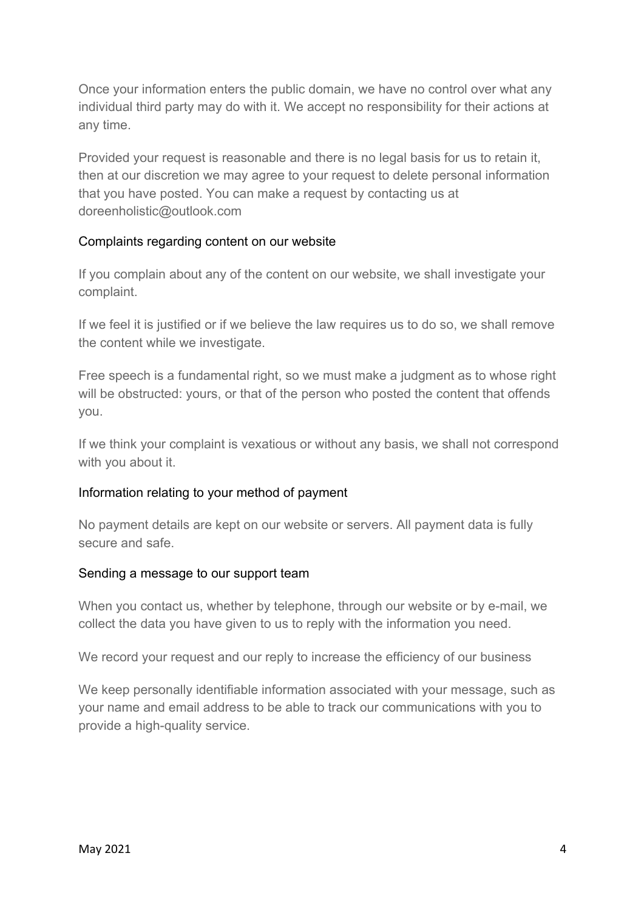Once your information enters the public domain, we have no control over what any individual third party may do with it. We accept no responsibility for their actions at any time.

Provided your request is reasonable and there is no legal basis for us to retain it, then at our discretion we may agree to your request to delete personal information that you have posted. You can make a request by contacting us at doreenholistic@outlook.com

### Complaints regarding content on our website

If you complain about any of the content on our website, we shall investigate your complaint.

If we feel it is justified or if we believe the law requires us to do so, we shall remove the content while we investigate.

Free speech is a fundamental right, so we must make a judgment as to whose right will be obstructed: yours, or that of the person who posted the content that offends you.

If we think your complaint is vexatious or without any basis, we shall not correspond with you about it.

### Information relating to your method of payment

No payment details are kept on our website or servers. All payment data is fully secure and safe.

### Sending a message to our support team

When you contact us, whether by telephone, through our website or by e-mail, we collect the data you have given to us to reply with the information you need.

We record your request and our reply to increase the efficiency of our business

We keep personally identifiable information associated with your message, such as your name and email address to be able to track our communications with you to provide a high-quality service.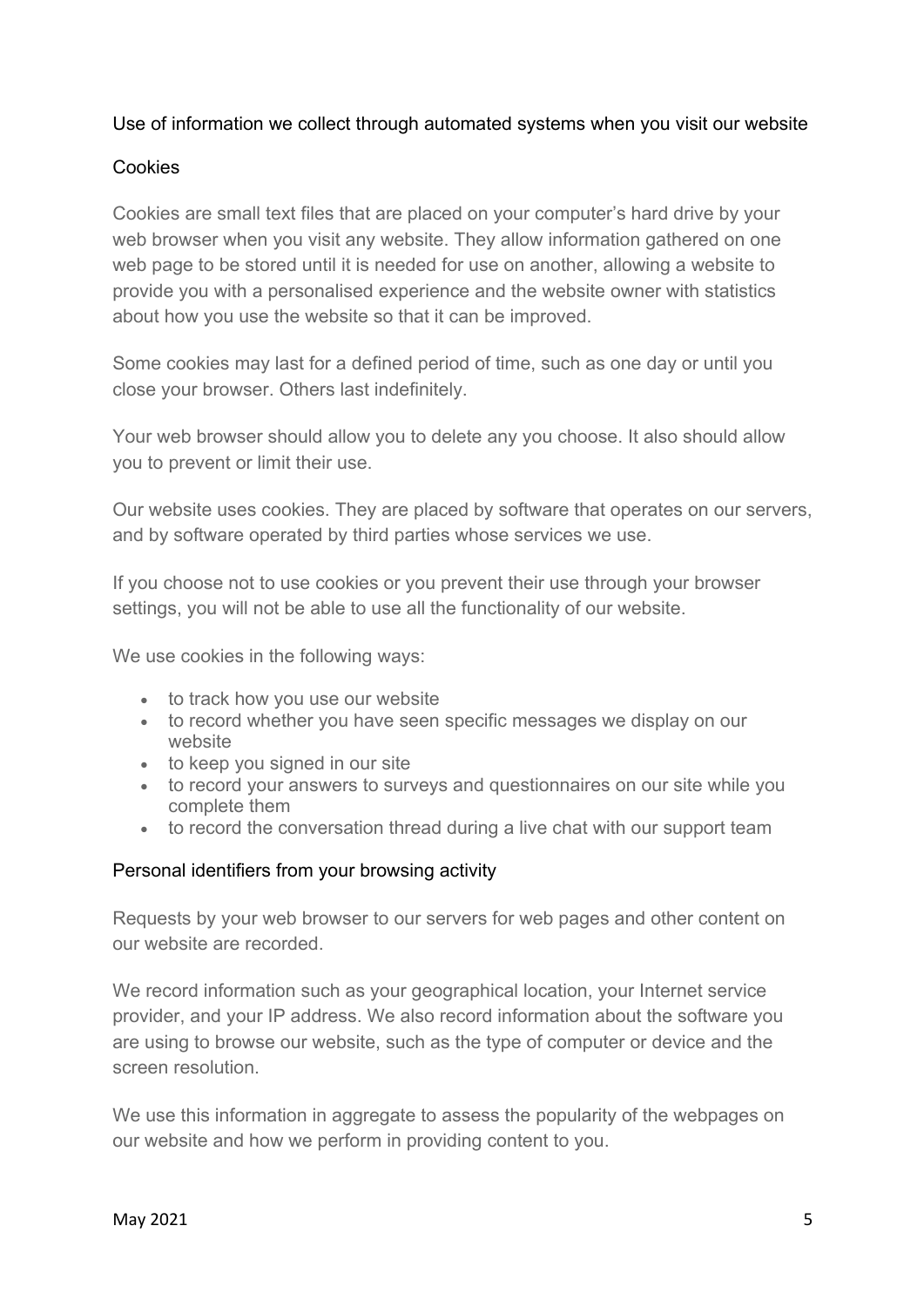## Use of information we collect through automated systems when you visit our website

### Cookies

Cookies are small text files that are placed on your computer's hard drive by your web browser when you visit any website. They allow information gathered on one web page to be stored until it is needed for use on another, allowing a website to provide you with a personalised experience and the website owner with statistics about how you use the website so that it can be improved.

Some cookies may last for a defined period of time, such as one day or until you close your browser. Others last indefinitely.

Your web browser should allow you to delete any you choose. It also should allow you to prevent or limit their use.

Our website uses cookies. They are placed by software that operates on our servers, and by software operated by third parties whose services we use.

If you choose not to use cookies or you prevent their use through your browser settings, you will not be able to use all the functionality of our website.

We use cookies in the following ways:

- to track how you use our website
- to record whether you have seen specific messages we display on our website
- to keep you signed in our site
- to record your answers to surveys and questionnaires on our site while you complete them
- to record the conversation thread during a live chat with our support team

### Personal identifiers from your browsing activity

Requests by your web browser to our servers for web pages and other content on our website are recorded.

We record information such as your geographical location, your Internet service provider, and your IP address. We also record information about the software you are using to browse our website, such as the type of computer or device and the screen resolution.

We use this information in aggregate to assess the popularity of the webpages on our website and how we perform in providing content to you.

May 2021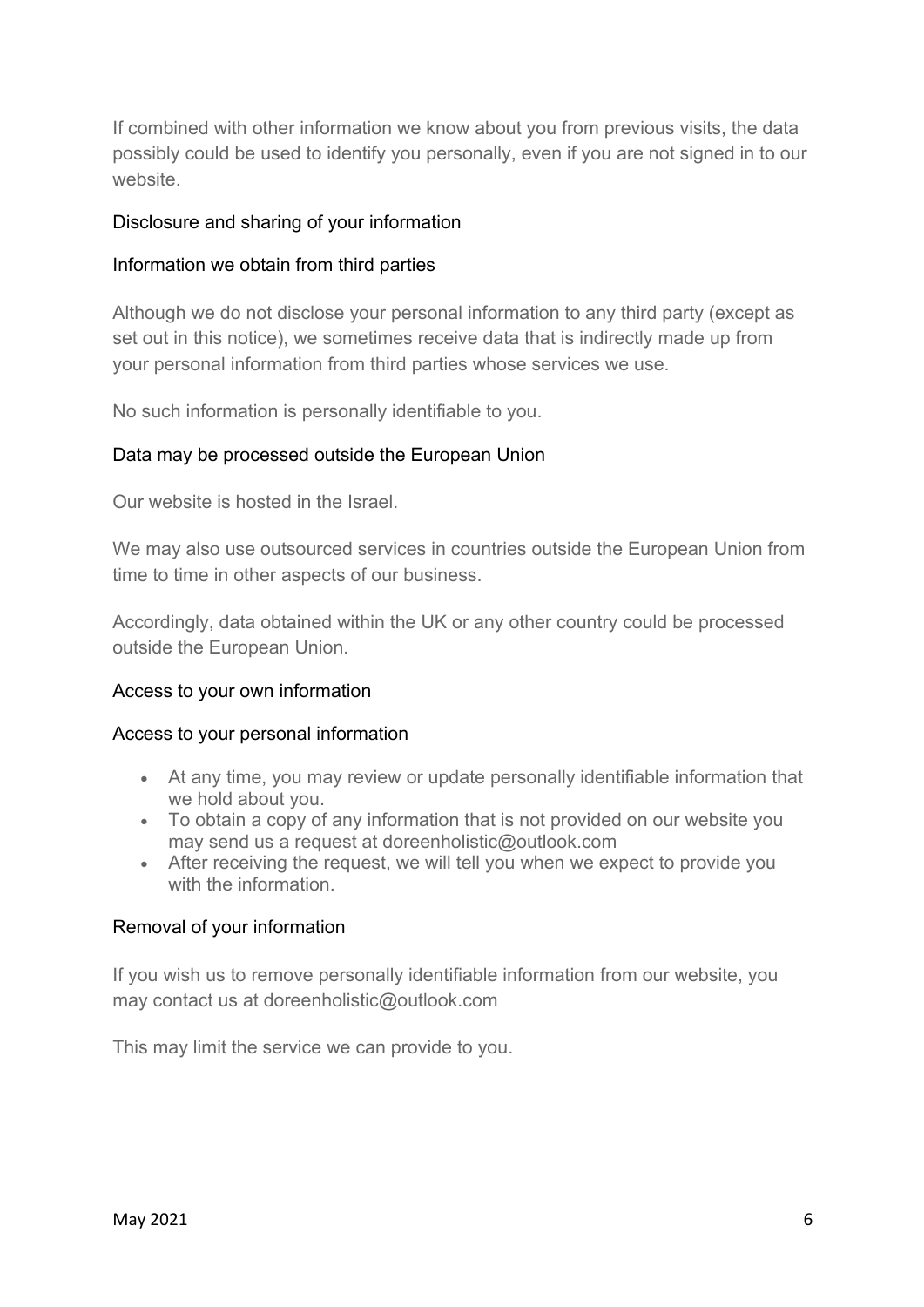If combined with other information we know about you from previous visits, the data possibly could be used to identify you personally, even if you are not signed in to our website.

## Disclosure and sharing of your information

### Information we obtain from third parties

Although we do not disclose your personal information to any third party (except as set out in this notice), we sometimes receive data that is indirectly made up from your personal information from third parties whose services we use.

No such information is personally identifiable to you.

### Data may be processed outside the European Union

Our website is hosted in the Israel.

We may also use outsourced services in countries outside the European Union from time to time in other aspects of our business.

Accordingly, data obtained within the UK or any other country could be processed outside the European Union.

## Access to your own information

### Access to your personal information

- At any time, you may review or update personally identifiable information that we hold about you.
- To obtain a copy of any information that is not provided on our website you may send us a request at doreenholistic@outlook.com
- After receiving the request, we will tell you when we expect to provide you with the information.

### Removal of your information

If you wish us to remove personally identifiable information from our website, you may contact us at doreenholistic@outlook.com

This may limit the service we can provide to you.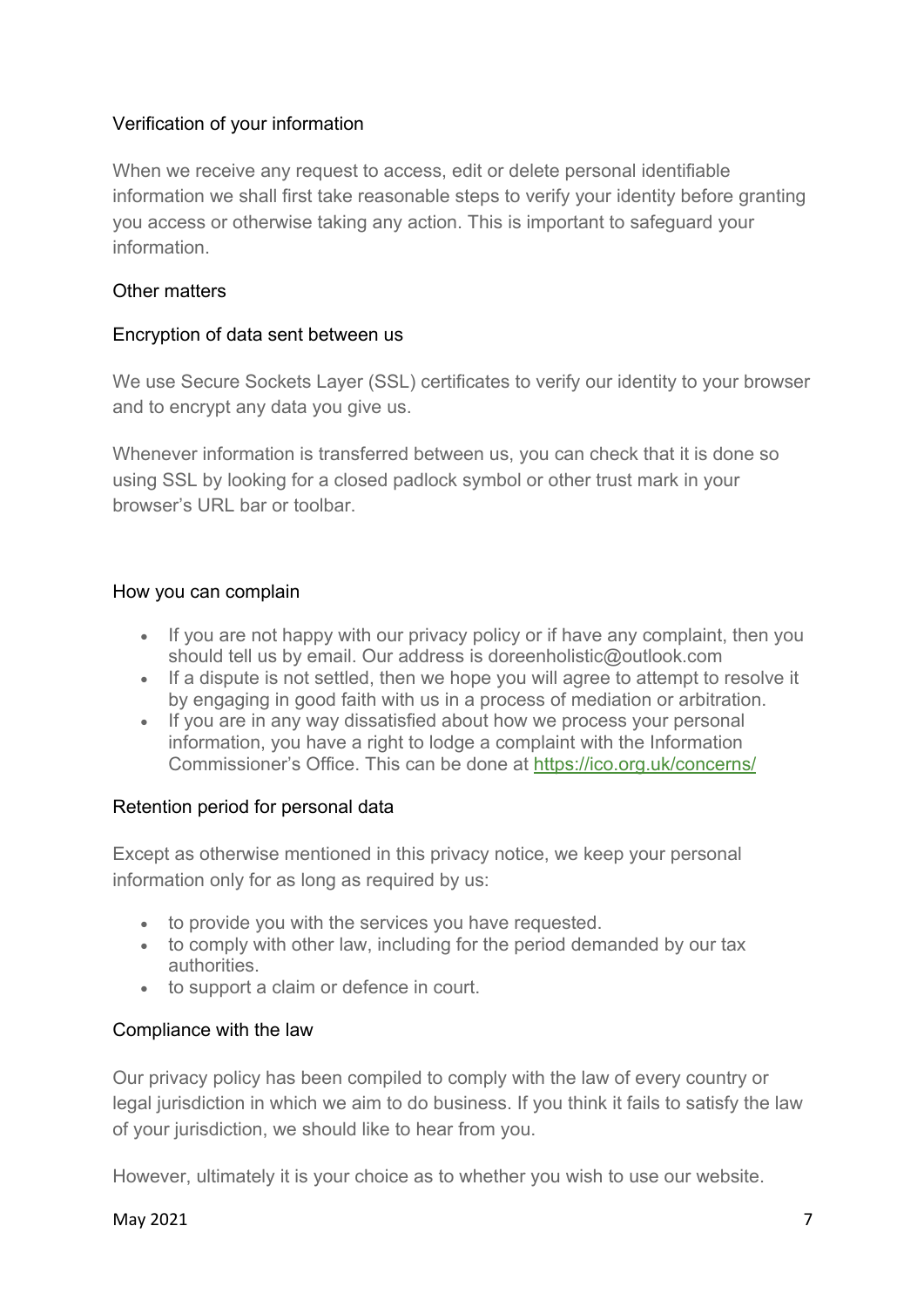## Verification of your information

When we receive any request to access, edit or delete personal identifiable information we shall first take reasonable steps to verify your identity before granting you access or otherwise taking any action. This is important to safeguard your information.

## Other matters

### Encryption of data sent between us

We use Secure Sockets Layer (SSL) certificates to verify our identity to your browser and to encrypt any data you give us.

Whenever information is transferred between us, you can check that it is done so using SSL by looking for a closed padlock symbol or other trust mark in your browser's URL bar or toolbar.

### How you can complain

- If you are not happy with our privacy policy or if have any complaint, then you should tell us by email. Our address is doreenholistic@outlook.com
- If a dispute is not settled, then we hope you will agree to attempt to resolve it by engaging in good faith with us in a process of mediation or arbitration.
- If you are in any way dissatisfied about how we process your personal information, you have a right to lodge a complaint with the Information Commissioner's Office. This can be done at [https://ico.org.uk/concerns/](https://ico.org.uk/concerns/)

### Retention period for personal data

Except as otherwise mentioned in this privacy notice, we keep your personal information only for as long as required by us:

- to provide you with the services you have requested.
- to comply with other law, including for the period demanded by our tax authorities.
- to support a claim or defence in court.

### Compliance with the law

Our privacy policy has been compiled to comply with the law of every country or legal jurisdiction in which we aim to do business. If you think it fails to satisfy the law of your jurisdiction, we should like to hear from you.

However, ultimately it is your choice as to whether you wish to use our website.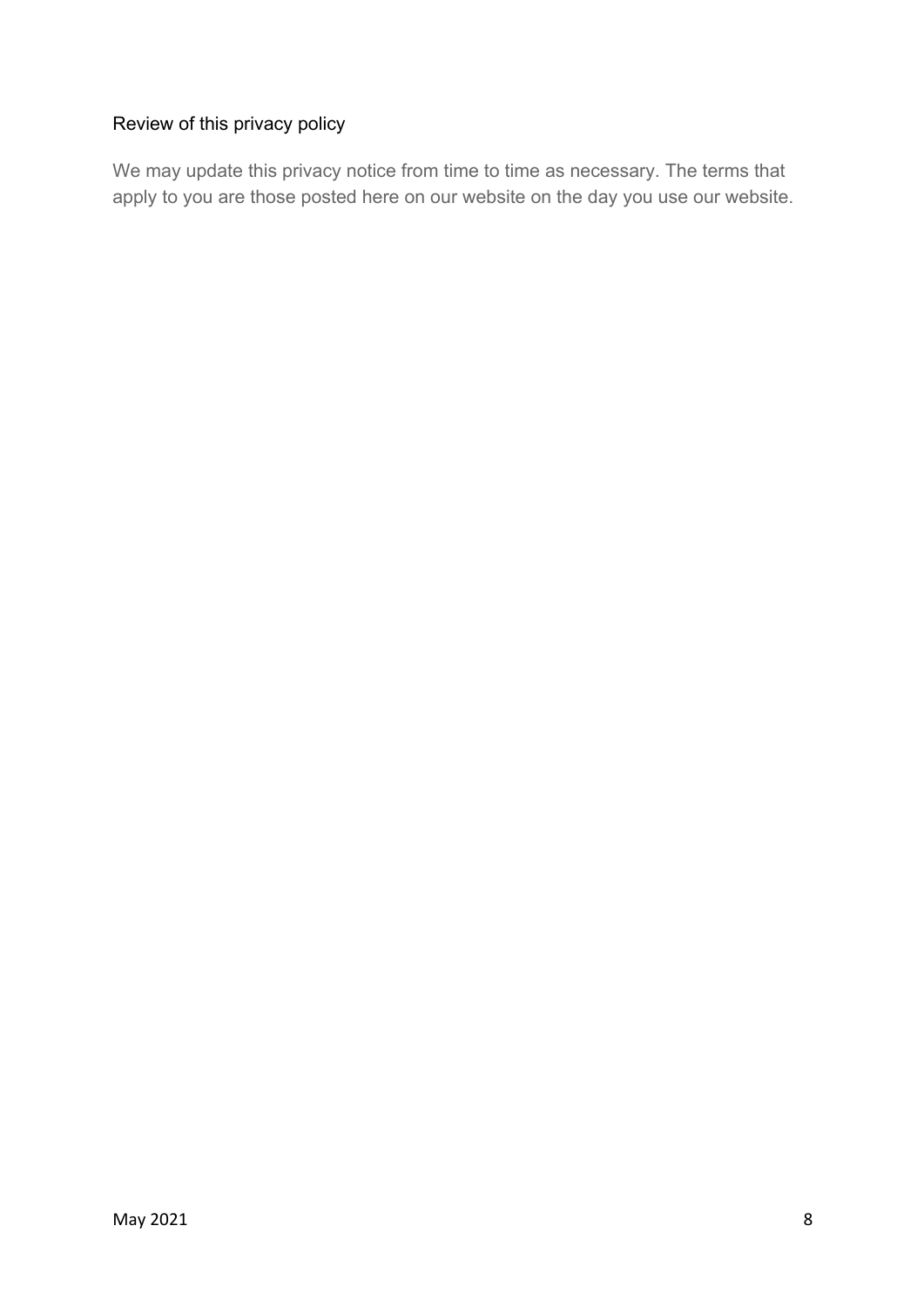## Review of this privacy policy

We may update this privacy notice from time to time as necessary. The terms that apply to you are those posted here on our website on the day you use our website.